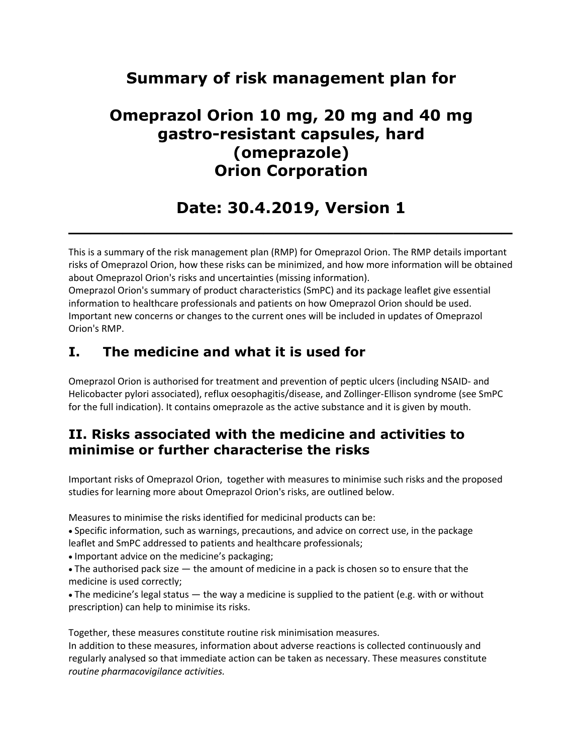# Summary of risk management plan for

# Omeprazol Orion 10 mg, 20 mg and 40 mg gastro-resistant capsules, hard (omeprazole) Orion Corporation

# Date: 30.4.2019, Version 1

---

This is a summary of the risk management plan (RMP) for Omeprazol Orion. The RMP details important risks of Omeprazol Orion, how these risks can be minimized, and how more information will be obtained about Omeprazol Orion's risks and uncertainties (missing information).
Omeprazol Orion's summary of product characteristics (SmPC) and its package leaflet give essential information to healthcare professionals and patients on how Omeprazol Orion should be used. Important new concerns or changes to the current ones will be included in updates of Omeprazol Orion's RMP.

## I. The medicine and what it is used for

Omeprazol Orion is authorised for treatment and prevention of peptic ulcers (including NSAID- and Helicobacter pylori associated), reflux oesophagitis/disease, and Zollinger-Ellison syndrome (see SmPC for the full indication). It contains omeprazole as the active substance and it is given by mouth.

## II. Risks associated with the medicine and activities to minimise or further characterise the risks

Important risks of Omeprazol Orion, together with measures to minimise such risks and the proposed studies for learning more about Omeprazol Orion's risks, are outlined below.

Measures to minimise the risks identified for medicinal products can be:

- Specific information, such as warnings, precautions, and advice on correct use, in the package leaflet and SmPC addressed to patients and healthcare professionals;
- Important advice on the medicine's packaging;
- The authorised pack size — the amount of medicine in a pack is chosen so to ensure that the medicine is used correctly;
- The medicine's legal status — the way a medicine is supplied to the patient (e.g. with or without prescription) can help to minimise its risks.

Together, these measures constitute routine risk minimisation measures.
In addition to these measures, information about adverse reactions is collected continuously and regularly analysed so that immediate action can be taken as necessary. These measures constitute *routine pharmacovigilance activities.*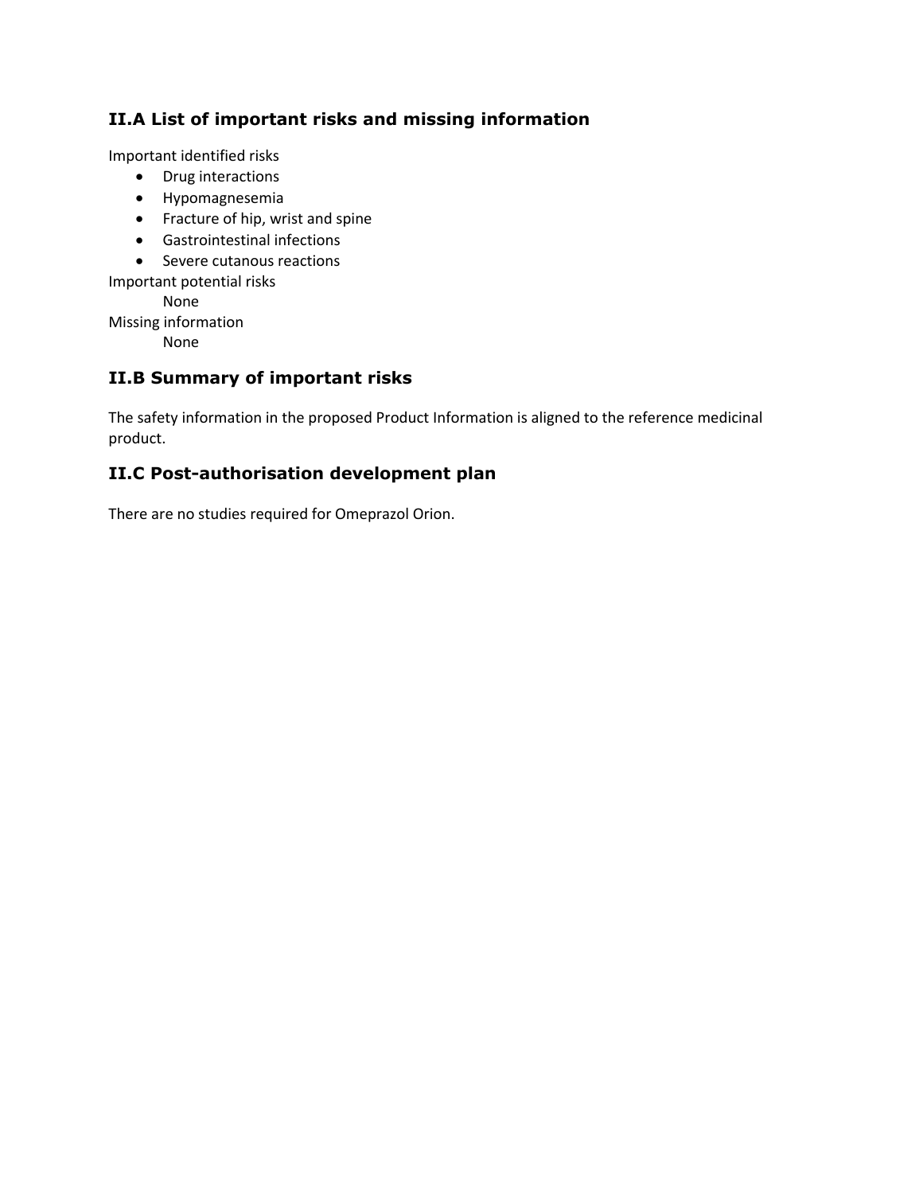### II.A List of important risks and missing information

Important identified risks

- Drug interactions
- Hypomagnesemia
- Fracture of hip, wrist and spine
- Gastrointestinal infections
- Severe cutanous reactions

Important potential risks

None

Missing information

None

### II.B Summary of important risks

The safety information in the proposed Product Information is aligned to the reference medicinal product.

### II.C Post-authorisation development plan

There are no studies required for Omeprazol Orion.